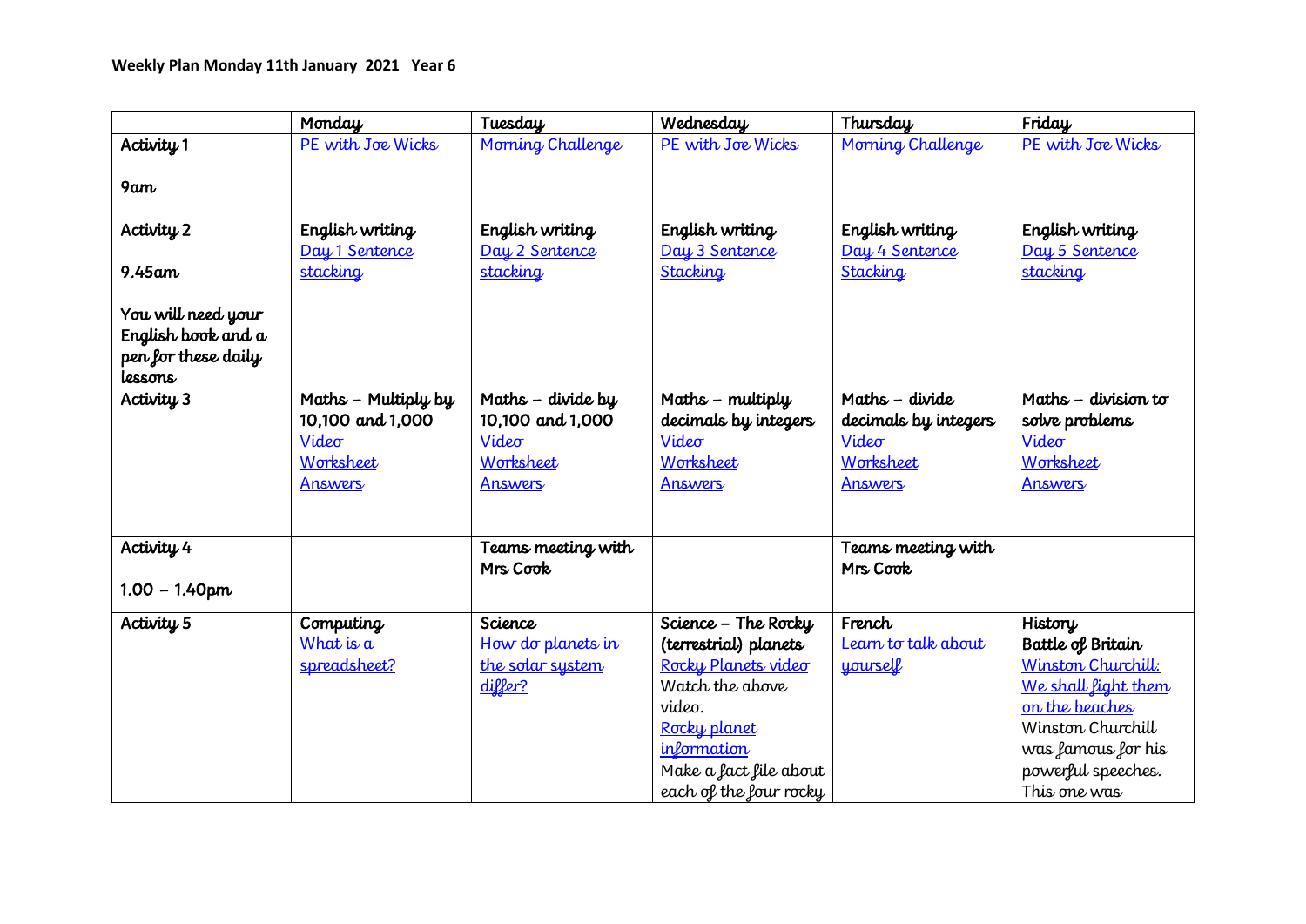**Weekly Plan Monday 11th January 2021 Year 6**

| | Monday | Tuesday | Wednesday | Thursday | Friday |
|---|---|---|---|---|---|
| Activity 1<br><br>9am | PE with Joe Wicks | Morning Challenge | PE with Joe Wicks | Morning Challenge | PE with Joe Wicks |
| Activity 2<br><br>9.45am<br><br>You will need your English book and a pen for these daily lessons | English writing<br>Day 1 Sentence stacking | English writing<br>Day 2 Sentence stacking | English writing<br>Day 3 Sentence Stacking | English writing<br>Day 4 Sentence Stacking | English writing<br>Day 5 Sentence stacking |
| Activity 3 | Maths – Multiply by 10,100 and 1,000<br>Video<br>Worksheet<br>Answers | Maths – divide by 10,100 and 1,000<br>Video<br>Worksheet<br>Answers | Maths – multiply decimals by integers<br>Video<br>Worksheet<br>Answers | Maths – divide decimals by integers<br>Video<br>Worksheet<br>Answers | Maths – division to solve problems<br>Video<br>Worksheet<br>Answers |
| Activity 4<br><br>1.00 – 1.40pm | | Teams meeting with Mrs Cook | | Teams meeting with Mrs Cook | |
| Activity 5 | Computing<br>What is a spreadsheet? | Science<br>How do planets in the solar system differ? | Science – The Rocky (terrestrial) planets<br>Rocky Planets video<br>Watch the above video.<br>Rocky planet information<br>Make a fact file about each of the four rocky | French<br>Learn to talk about yourself | History<br>Battle of Britain<br>Winston Churchill: We shall fight them on the beaches<br>Winston Churchill was famous for his powerful speeches. This one was |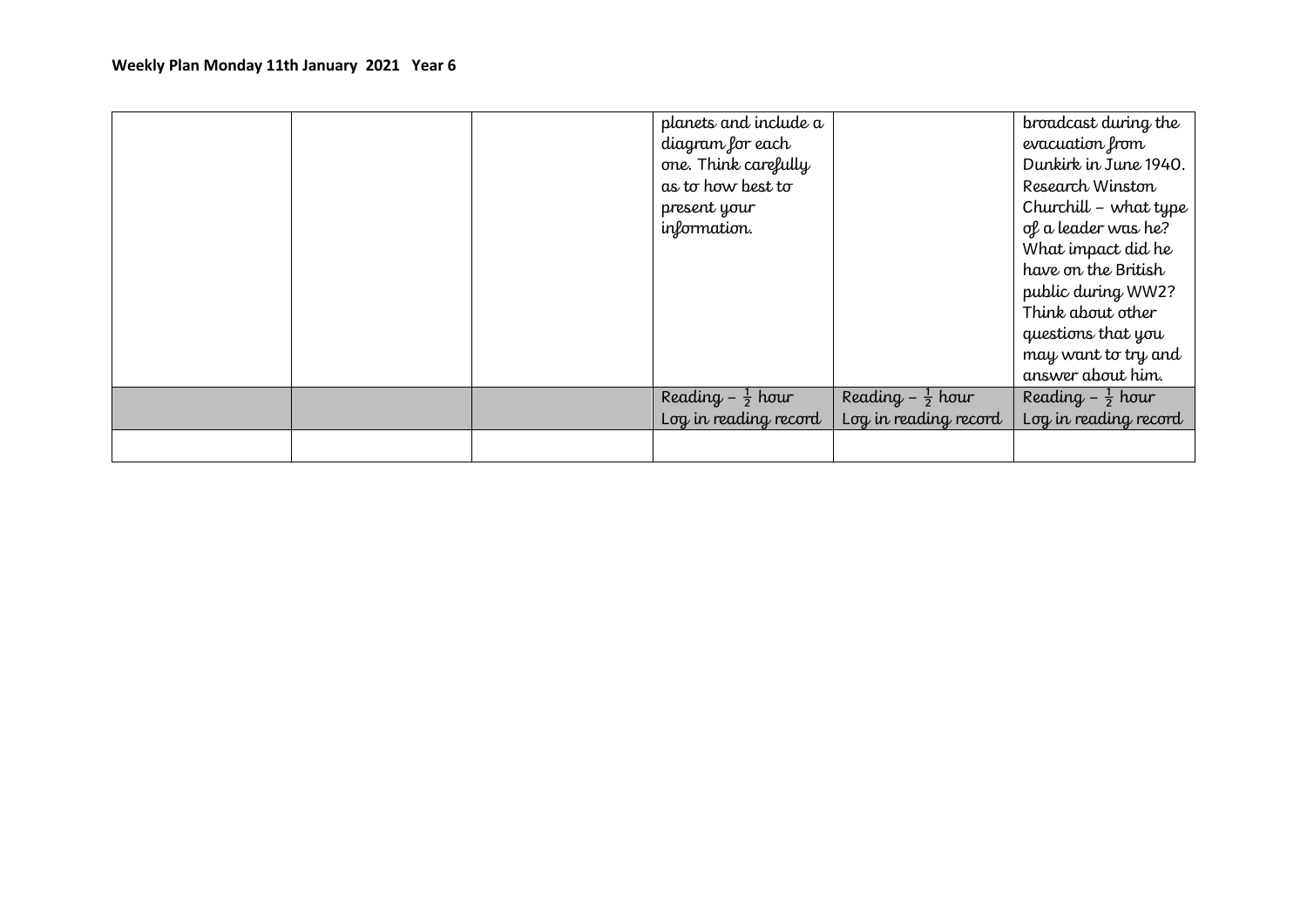**Weekly Plan Monday 11th January 2021 Year 6**

| | | | | | |
|---|---|---|---|---|---|
| | | | planets and include a diagram for each one. Think carefully as to how best to present your information. | | broadcast during the evacuation from Dunkirk in June 1940. Research Winston Churchill – what type of a leader was he? What impact did he have on the British public during WW2? Think about other questions that you may want to try and answer about him. |
| | | | Reading – $\frac{1}{2}$ hour Log in reading record | Reading – $\frac{1}{2}$ hour Log in reading record | Reading – $\frac{1}{2}$ hour Log in reading record |
| | | | | | |